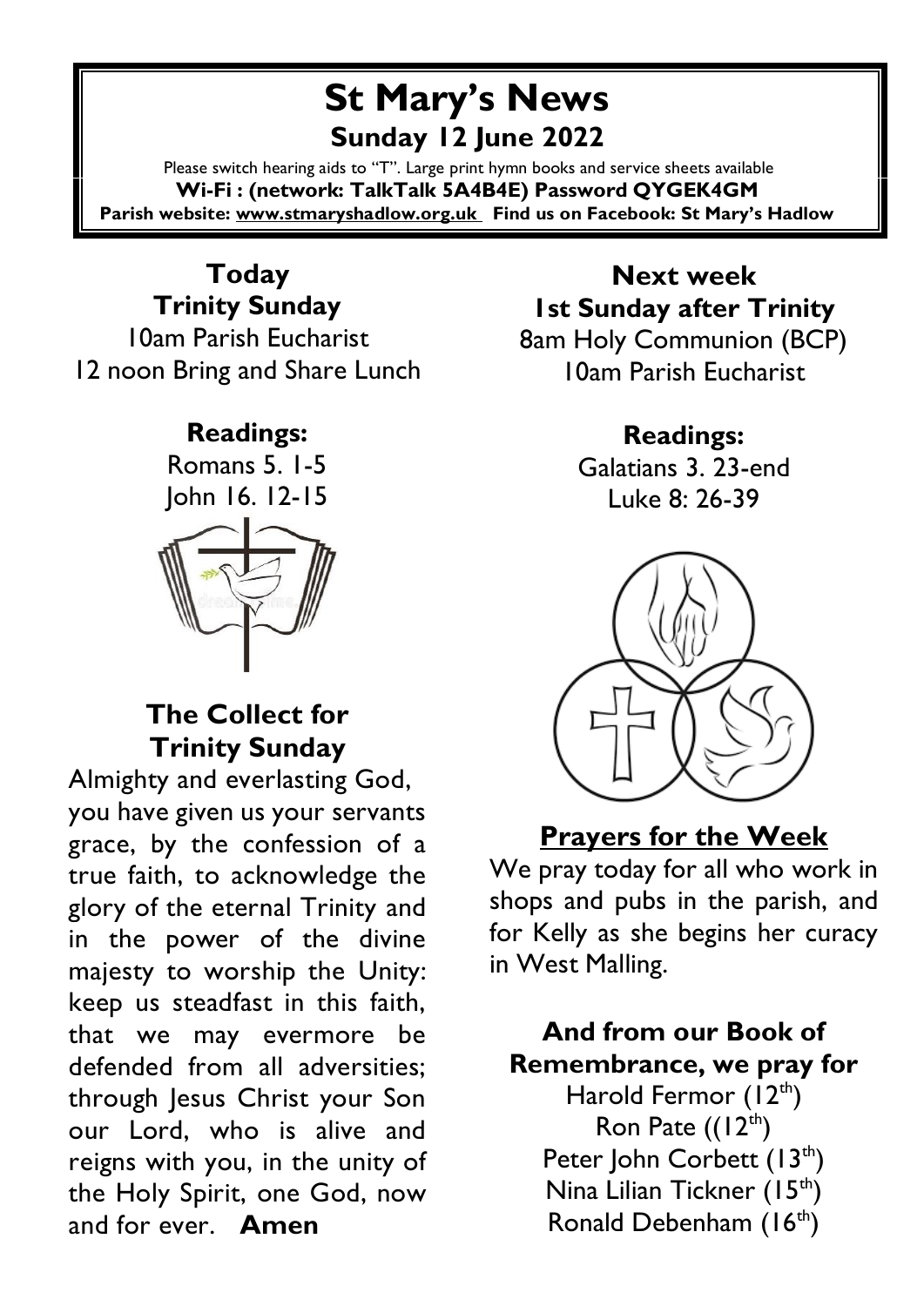# St Mary's News

## Sunday 12 June 2022

Please switch hearing aids to "T". Large print hymn books and service sheets available

**Wi-Fi : (network: TalkTalk 5A4B4E) Password QYGEK4GM**

**Parish website: www.stmaryshadlow.org.uk Find us on Facebook: St Mary's Hadlow**

### Today
### Trinity Sunday

10am Parish Eucharist

12 noon Bring and Share Lunch

**Readings:**

Romans 5. 1-5

John 16. 12-15

### The Collect for Trinity Sunday

Almighty and everlasting God, you have given us your servants grace, by the confession of a true faith, to acknowledge the glory of the eternal Trinity and in the power of the divine majesty to worship the Unity: keep us steadfast in this faith, that we may evermore be defended from all adversities; through Jesus Christ your Son our Lord, who is alive and reigns with you, in the unity of the Holy Spirit, one God, now and for ever. **Amen**

### Next week
### 1st Sunday after Trinity

8am Holy Communion (BCP)

10am Parish Eucharist

**Readings:**

Galatians 3. 23-end

Luke 8: 26-39

### Prayers for the Week

We pray today for all who work in shops and pubs in the parish, and for Kelly as she begins her curacy in West Malling.

**And from our Book of Remembrance, we pray for**

Harold Fermor (12th)

Ron Pate ((12th)

Peter John Corbett (13th)

Nina Lilian Tickner (15th)

Ronald Debenham (16th)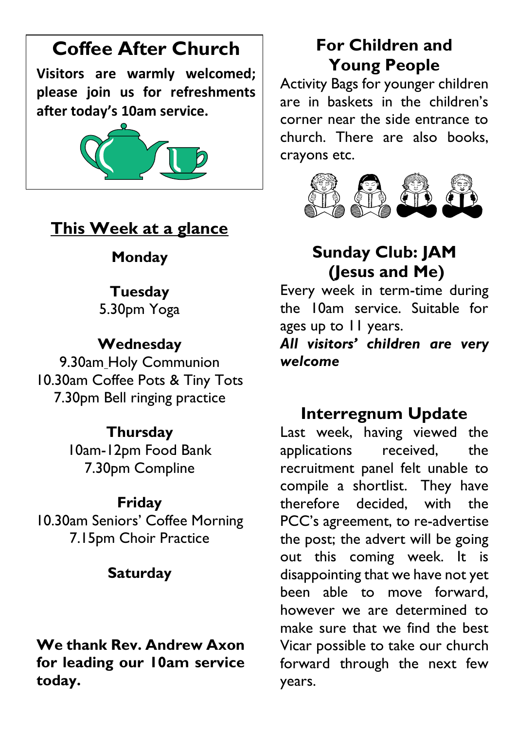## Coffee After Church

**Visitors are warmly welcomed; please join us for refreshments after today's 10am service.**

## This Week at a glance

**Monday**

**Tuesday**
5.30pm Yoga

**Wednesday**
9.30am Holy Communion
10.30am Coffee Pots & Tiny Tots
7.30pm Bell ringing practice

**Thursday**
10am-12pm Food Bank
7.30pm Compline

**Friday**
10.30am Seniors' Coffee Morning
7.15pm Choir Practice

**Saturday**

**We thank Rev. Andrew Axon for leading our 10am service today.**

## For Children and Young People

Activity Bags for younger children are in baskets in the children's corner near the side entrance to church. There are also books, crayons etc.

## Sunday Club: JAM (Jesus and Me)

Every week in term-time during the 10am service. Suitable for ages up to 11 years.

***All visitors' children are very welcome***

## Interregnum Update

Last week, having viewed the applications received, the recruitment panel felt unable to compile a shortlist. They have therefore decided, with the PCC's agreement, to re-advertise the post; the advert will be going out this coming week. It is disappointing that we have not yet been able to move forward, however we are determined to make sure that we find the best Vicar possible to take our church forward through the next few years.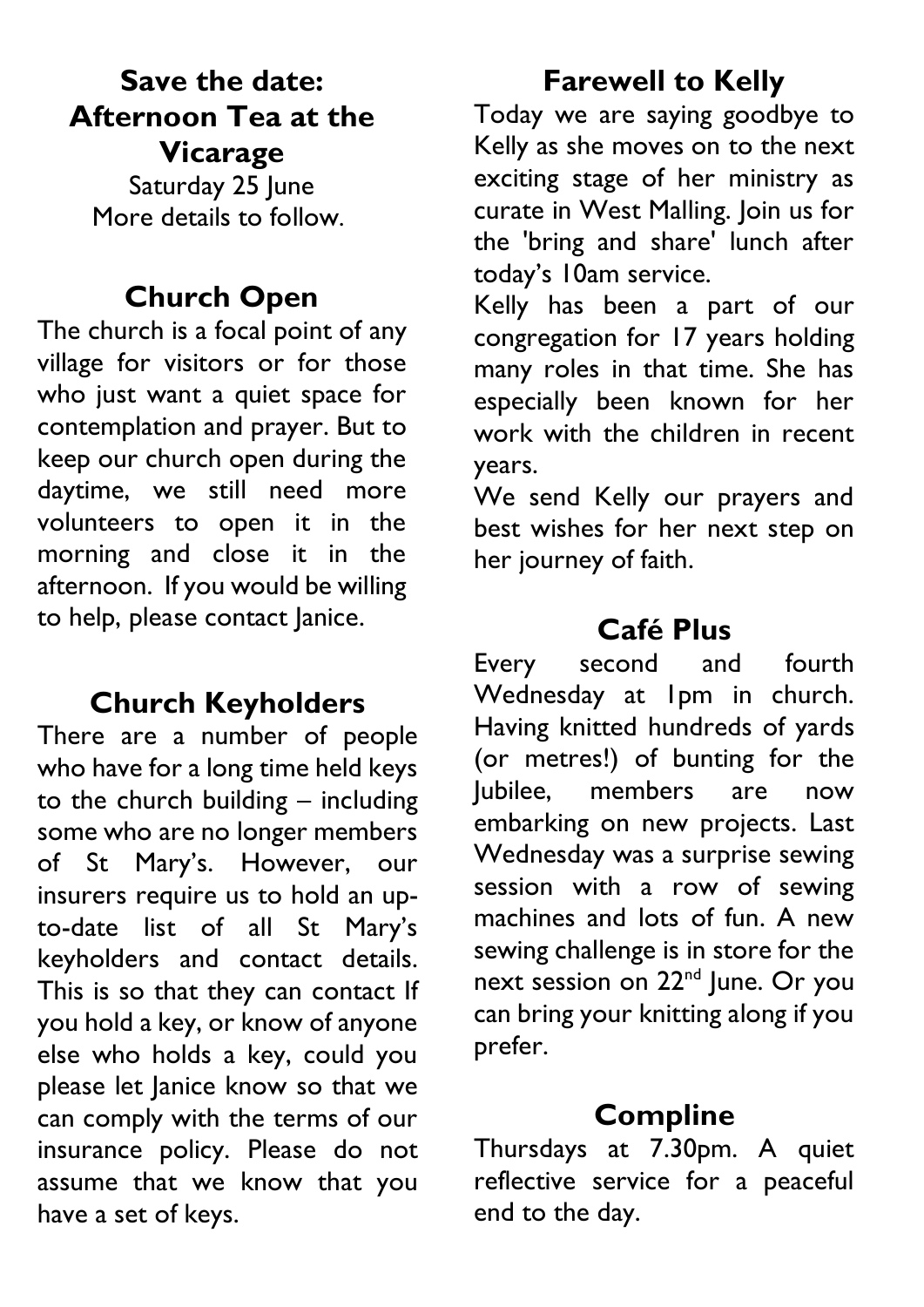## Save the date: Afternoon Tea at the Vicarage

Saturday 25 June
More details to follow.

## Church Open

The church is a focal point of any village for visitors or for those who just want a quiet space for contemplation and prayer. But to keep our church open during the daytime, we still need more volunteers to open it in the morning and close it in the afternoon. If you would be willing to help, please contact Janice.

## Church Keyholders

There are a number of people who have for a long time held keys to the church building – including some who are no longer members of St Mary's. However, our insurers require us to hold an up-to-date list of all St Mary's keyholders and contact details. This is so that they can contact If you hold a key, or know of anyone else who holds a key, could you please let Janice know so that we can comply with the terms of our insurance policy. Please do not assume that we know that you have a set of keys.

## Farewell to Kelly

Today we are saying goodbye to Kelly as she moves on to the next exciting stage of her ministry as curate in West Malling. Join us for the 'bring and share' lunch after today's 10am service.

Kelly has been a part of our congregation for 17 years holding many roles in that time. She has especially been known for her work with the children in recent years.

We send Kelly our prayers and best wishes for her next step on her journey of faith.

## Café Plus

Every second and fourth Wednesday at 1pm in church. Having knitted hundreds of yards (or metres!) of bunting for the Jubilee, members are now embarking on new projects. Last Wednesday was a surprise sewing session with a row of sewing machines and lots of fun. A new sewing challenge is in store for the next session on 22nd June. Or you can bring your knitting along if you prefer.

## Compline

Thursdays at 7.30pm. A quiet reflective service for a peaceful end to the day.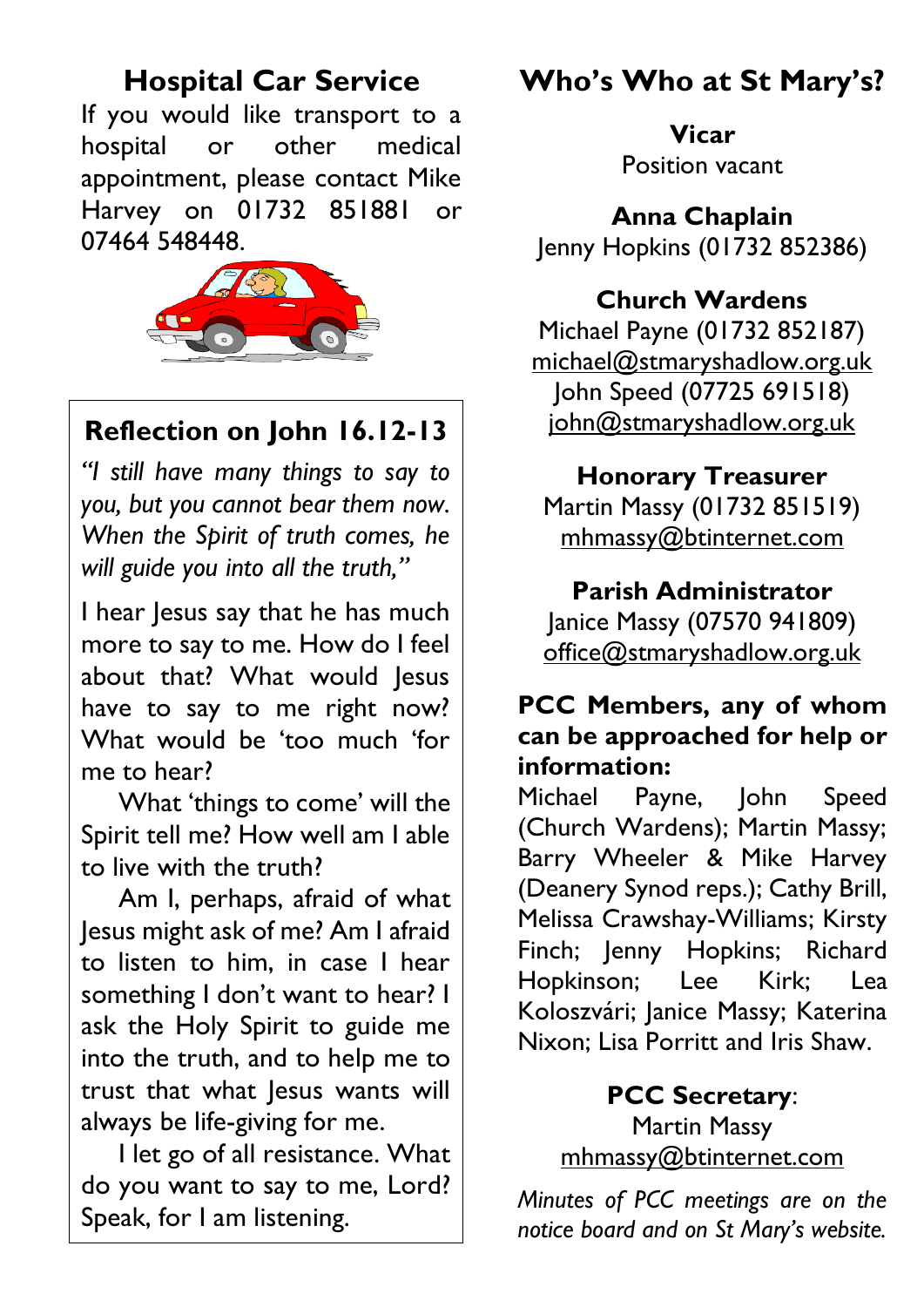## Hospital Car Service

If you would like transport to a hospital or other medical appointment, please contact Mike Harvey on 01732 851881 or 07464 548448.

## Reflection on John 16.12-13

*"I still have many things to say to you, but you cannot bear them now. When the Spirit of truth comes, he will guide you into all the truth,"*

I hear Jesus say that he has much more to say to me. How do I feel about that? What would Jesus have to say to me right now? What would be 'too much 'for me to hear?

What 'things to come' will the Spirit tell me? How well am I able to live with the truth?

Am I, perhaps, afraid of what Jesus might ask of me? Am I afraid to listen to him, in case I hear something I don't want to hear? I ask the Holy Spirit to guide me into the truth, and to help me to trust that what Jesus wants will always be life-giving for me.

I let go of all resistance. What do you want to say to me, Lord? Speak, for I am listening.

## Who's Who at St Mary's?

**Vicar**
Position vacant

**Anna Chaplain**
Jenny Hopkins (01732 852386)

**Church Wardens**
Michael Payne (01732 852187)
michael@stmaryshadlow.org.uk
John Speed (07725 691518)
john@stmaryshadlow.org.uk

**Honorary Treasurer**
Martin Massy (01732 851519)
mhmassy@btinternet.com

**Parish Administrator**
Janice Massy (07570 941809)
office@stmaryshadlow.org.uk

**PCC Members, any of whom can be approached for help or information:**
Michael Payne, John Speed (Church Wardens); Martin Massy; Barry Wheeler & Mike Harvey (Deanery Synod reps.); Cathy Brill, Melissa Crawshay-Williams; Kirsty Finch; Jenny Hopkins; Richard Hopkinson; Lee Kirk; Lea Koloszvári; Janice Massy; Katerina Nixon; Lisa Porritt and Iris Shaw.

**PCC Secretary**:
Martin Massy
mhmassy@btinternet.com

*Minutes of PCC meetings are on the notice board and on St Mary's website.*